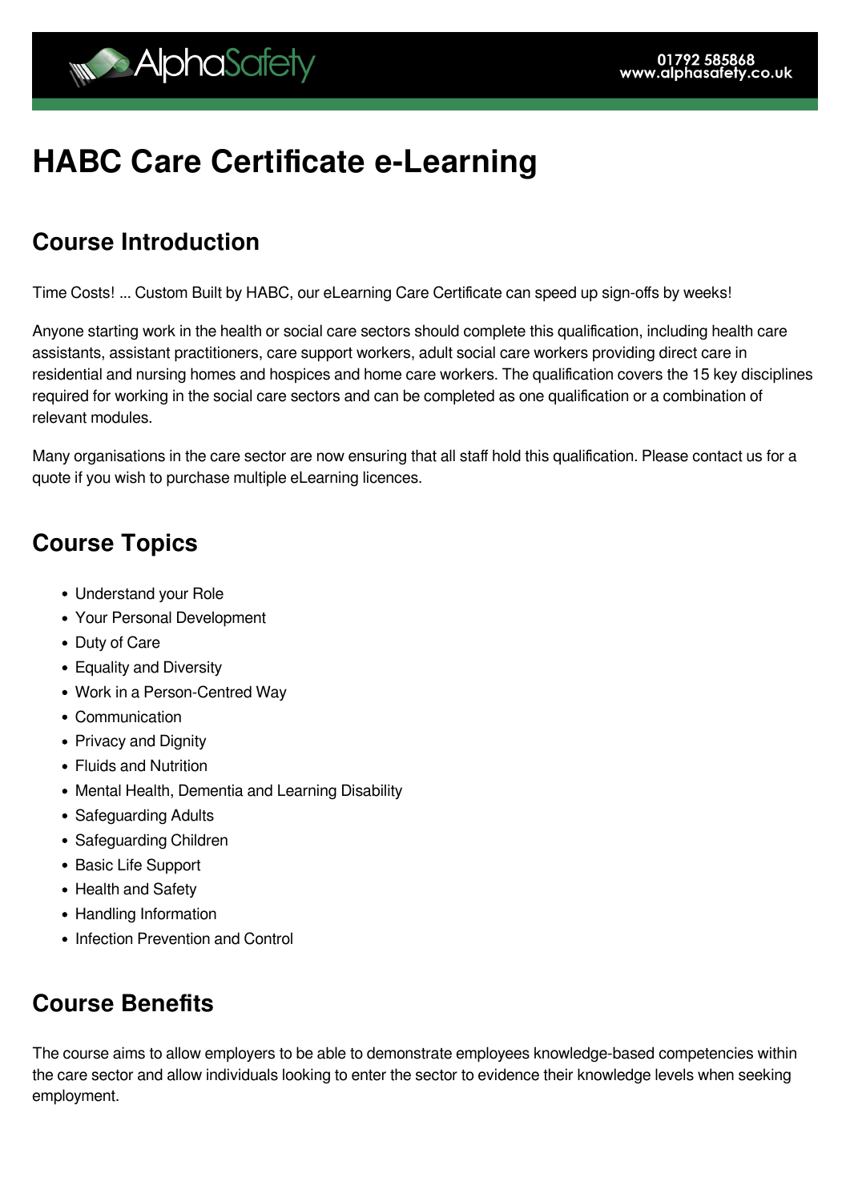# HABC Care Certificate e-Learning

## Course Introduction

Time Costs! ... Custom Built by HABC, our eLearning Care Certificate can speed up sign-offs by weeks!

Anyone starting work in the health or social care sectors should complete this qualification, including health care assistants, assistant practitioners, care support workers, adult social care workers providing direct care in residential and nursing homes and hospices and home care workers. The qualification covers the 15 key disciplines required for working in the social care sectors and can be completed as one qualification or a combination of relevant modules.

Many organisations in the care sector are now ensuring that all staff hold this qualification. Please contact us for a quote if you wish to purchase multiple eLearning licences.

## Course Topics

- Understand your Role
- Your Personal Development
- Duty of Care
- Equality and Diversity
- Work in a Person-Centred Way
- Communication
- Privacy and Dignity
- Fluids and Nutrition
- Mental Health, Dementia and Learning Disability
- Safeguarding Adults
- Safeguarding Children
- Basic Life Support
- Health and Safety
- Handling Information
- Infection Prevention and Control

## Course Benefits

The course aims to allow employers to be able to demonstrate employees knowledge-based competencies within the care sector and allow individuals looking to enter the sector to evidence their knowledge levels when seeking employment.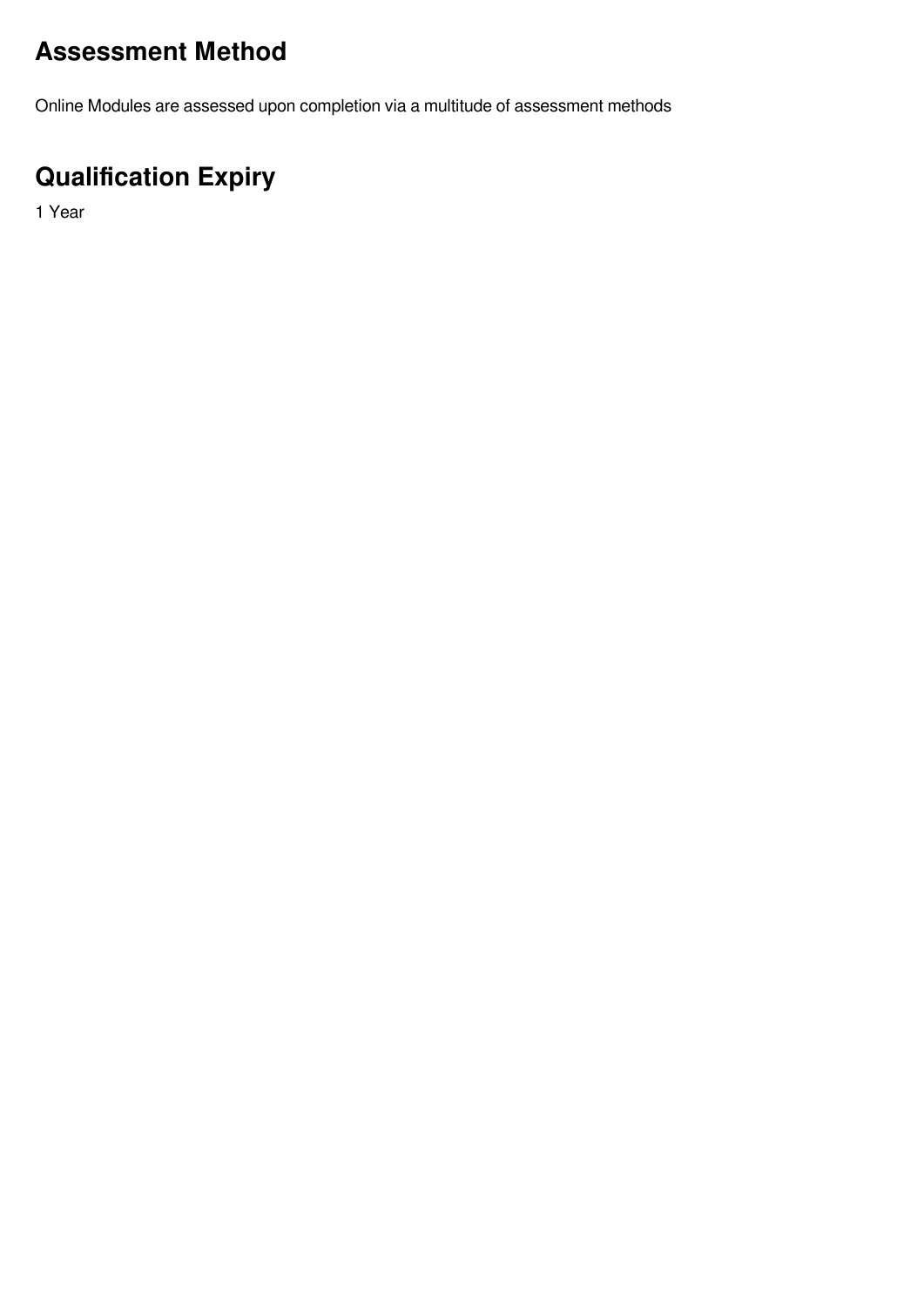## Assessment Method

Online Modules are assessed upon completion via a multitude of assessment methods

## Qualification Expiry

1 Year